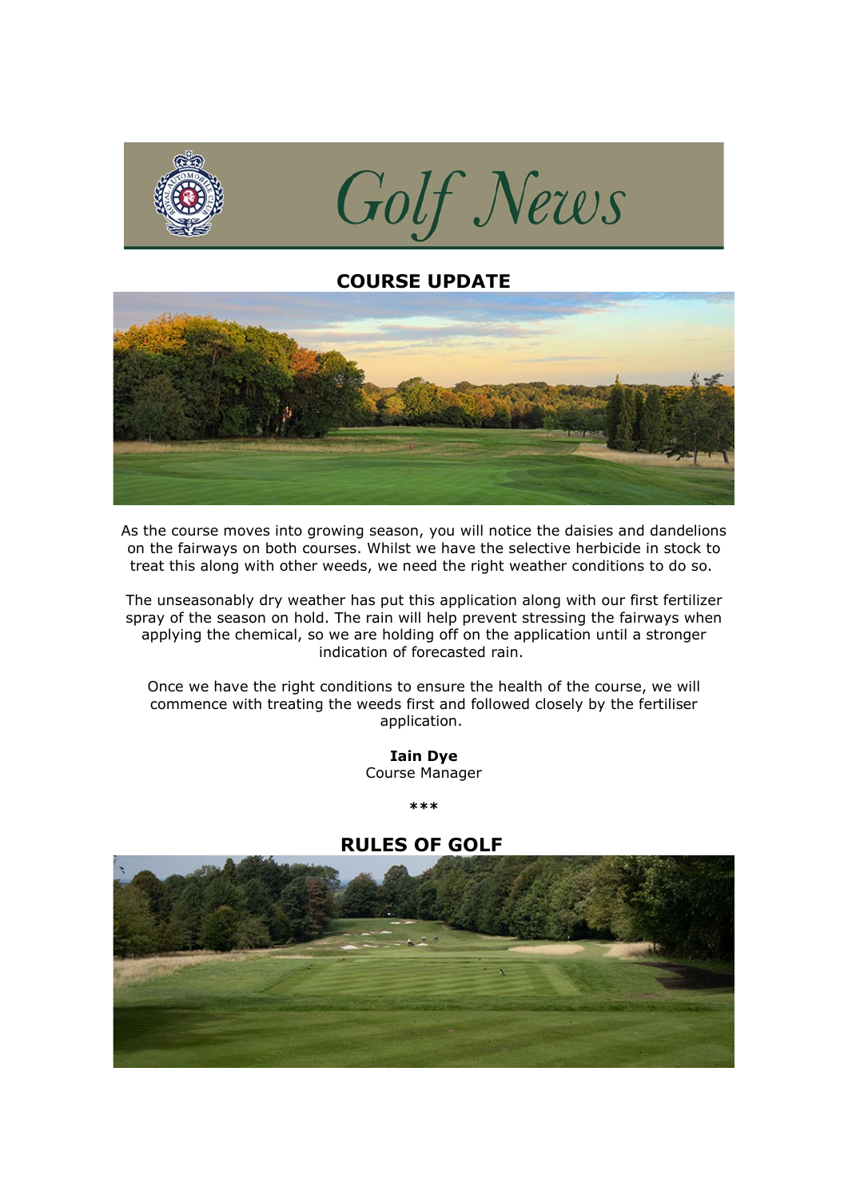# Golf News

## COURSE UPDATE

As the course moves into growing season, you will notice the daisies and dandelions on the fairways on both courses. Whilst we have the selective herbicide in stock to treat this along with other weeds, we need the right weather conditions to do so.

The unseasonably dry weather has put this application along with our first fertilizer spray of the season on hold. The rain will help prevent stressing the fairways when applying the chemical, so we are holding off on the application until a stronger indication of forecasted rain.

Once we have the right conditions to ensure the health of the course, we will commence with treating the weeds first and followed closely by the fertiliser application.

**Iain Dye**
Course Manager

***

## RULES OF GOLF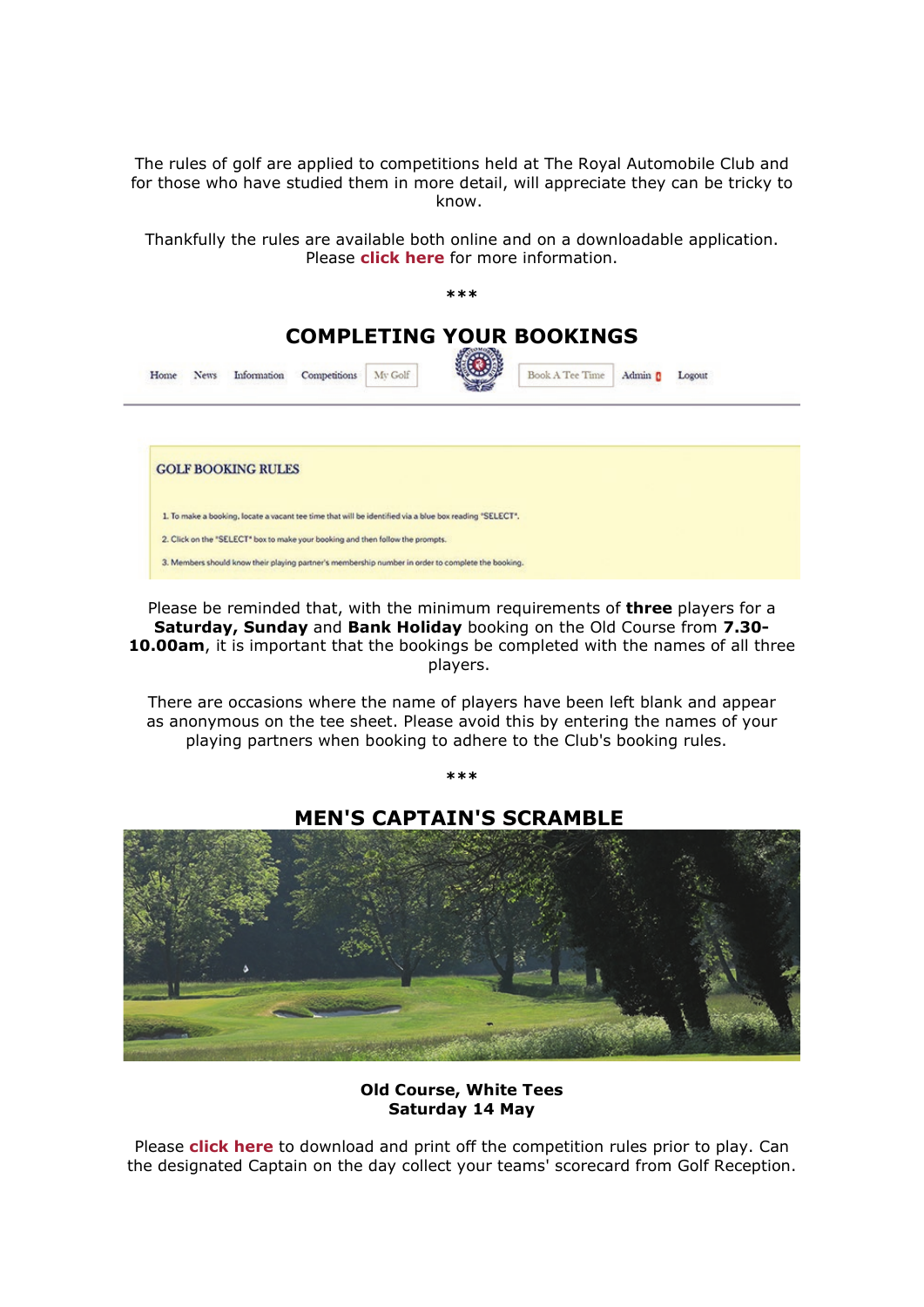The rules of golf are applied to competitions held at The Royal Automobile Club and for those who have studied them in more detail, will appreciate they can be tricky to know.

Thankfully the rules are available both online and on a downloadable application. Please **click here** for more information.

***

## COMPLETING YOUR BOOKINGS

Home News Information Competitions My Golf Book A Tee Time Admin Logout

**GOLF BOOKING RULES**

1. To make a booking, locate a vacant tee time that will be identified via a blue box reading "SELECT".
2. Click on the "SELECT" box to make your booking and then follow the prompts.
3. Members should know their playing partner's membership number in order to complete the booking.

Please be reminded that, with the minimum requirements of **three** players for a **Saturday, Sunday** and **Bank Holiday** booking on the Old Course from **7.30-10.00am**, it is important that the bookings be completed with the names of all three players.

There are occasions where the name of players have been left blank and appear as anonymous on the tee sheet. Please avoid this by entering the names of your playing partners when booking to adhere to the Club's booking rules.

***

## MEN'S CAPTAIN'S SCRAMBLE

**Old Course, White Tees**
**Saturday 14 May**

Please **click here** to download and print off the competition rules prior to play. Can the designated Captain on the day collect your teams' scorecard from Golf Reception.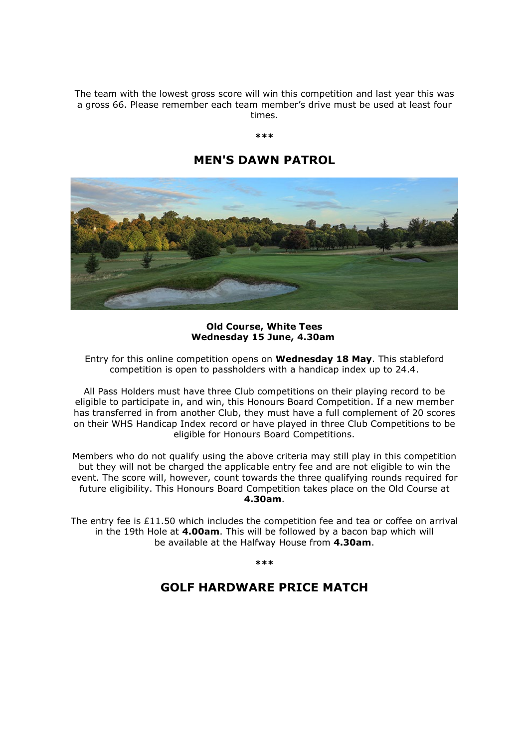The team with the lowest gross score will win this competition and last year this was a gross 66. Please remember each team member's drive must be used at least four times.

***

## MEN'S DAWN PATROL

**Old Course, White Tees**
**Wednesday 15 June, 4.30am**

Entry for this online competition opens on **Wednesday 18 May**. This stableford competition is open to passholders with a handicap index up to 24.4.

All Pass Holders must have three Club competitions on their playing record to be eligible to participate in, and win, this Honours Board Competition. If a new member has transferred in from another Club, they must have a full complement of 20 scores on their WHS Handicap Index record or have played in three Club Competitions to be eligible for Honours Board Competitions.

Members who do not qualify using the above criteria may still play in this competition but they will not be charged the applicable entry fee and are not eligible to win the event. The score will, however, count towards the three qualifying rounds required for future eligibility. This Honours Board Competition takes place on the Old Course at **4.30am**.

The entry fee is £11.50 which includes the competition fee and tea or coffee on arrival in the 19th Hole at **4.00am**. This will be followed by a bacon bap which will be available at the Halfway House from **4.30am**.

***

## GOLF HARDWARE PRICE MATCH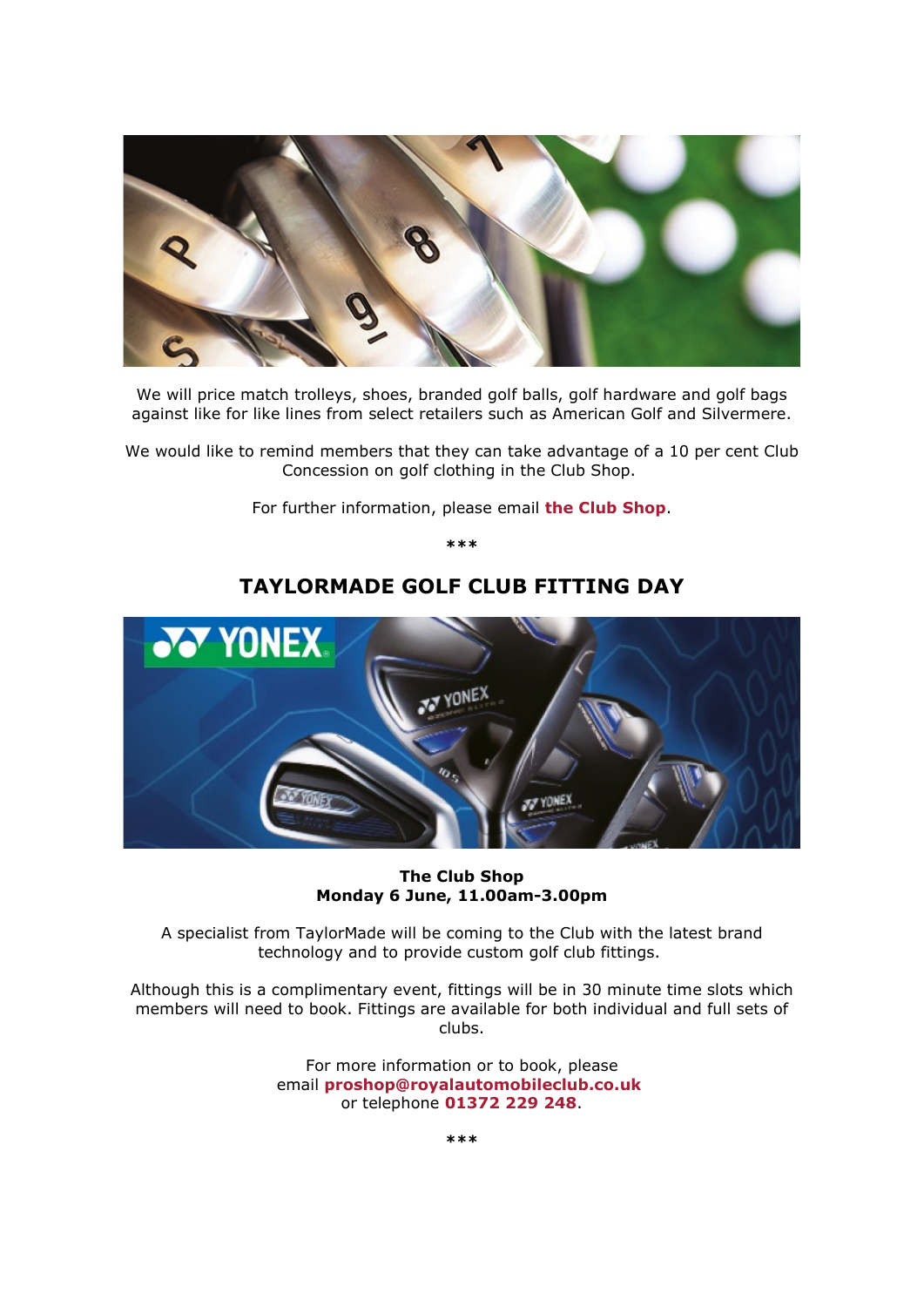We will price match trolleys, shoes, branded golf balls, golf hardware and golf bags against like for like lines from select retailers such as American Golf and Silvermere.

We would like to remind members that they can take advantage of a 10 per cent Club Concession on golf clothing in the Club Shop.

For further information, please email **the Club Shop**.

***

## TAYLORMADE GOLF CLUB FITTING DAY

**The Club Shop**
**Monday 6 June, 11.00am-3.00pm**

A specialist from TaylorMade will be coming to the Club with the latest brand technology and to provide custom golf club fittings.

Although this is a complimentary event, fittings will be in 30 minute time slots which members will need to book. Fittings are available for both individual and full sets of clubs.

For more information or to book, please email **proshop@royalautomobileclub.co.uk** or telephone **01372 229 248**.

***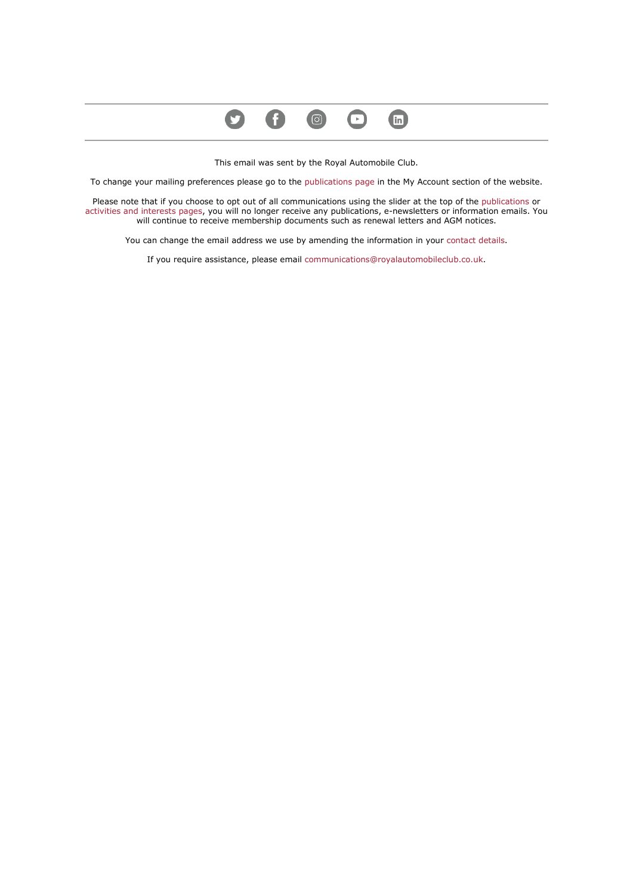This email was sent by the Royal Automobile Club.

To change your mailing preferences please go to the publications page in the My Account section of the website.

Please note that if you choose to opt out of all communications using the slider at the top of the publications or activities and interests pages, you will no longer receive any publications, e-newsletters or information emails. You will continue to receive membership documents such as renewal letters and AGM notices.

You can change the email address we use by amending the information in your contact details.

If you require assistance, please email communications@royalautomobileclub.co.uk.